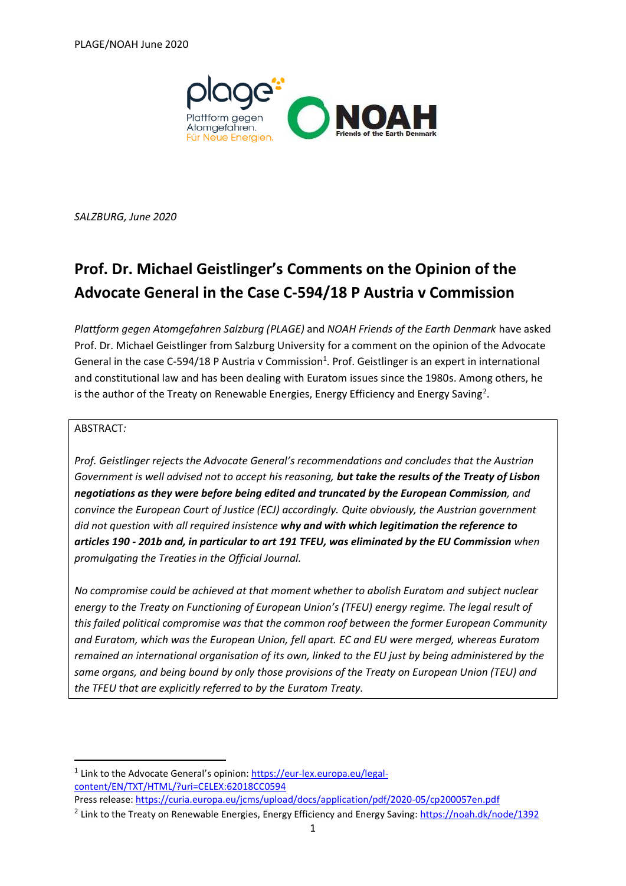*SALZBURG, June 2020*

# Prof. Dr. Michael Geistlinger's Comments on the Opinion of the Advocate General in the Case C-594/18 P Austria v Commission

*Plattform gegen Atomgefahren Salzburg (PLAGE)* and *NOAH Friends of the Earth Denmark* have asked Prof. Dr. Michael Geistlinger from Salzburg University for a comment on the opinion of the Advocate General in the case C-594/18 P Austria v Commission[1]. Prof. Geistlinger is an expert in international and constitutional law and has been dealing with Euratom issues since the 1980s. Among others, he is the author of the Treaty on Renewable Energies, Energy Efficiency and Energy Saving[2].

ABSTRACT*:*

*Prof. Geistlinger rejects the Advocate General's recommendations and concludes that the Austrian Government is well advised not to accept his reasoning,* ***but take the results of the Treaty of Lisbon negotiations as they were before being edited and truncated by the European Commission****, and convince the European Court of Justice (ECJ) accordingly. Quite obviously, the Austrian government did not question with all required insistence* ***why and with which legitimation the reference to articles 190 - 201b and, in particular to art 191 TFEU, was eliminated by the EU Commission*** *when promulgating the Treaties in the Official Journal.*

*No compromise could be achieved at that moment whether to abolish Euratom and subject nuclear energy to the Treaty on Functioning of European Union's (TFEU) energy regime. The legal result of this failed political compromise was that the common roof between the former European Community and Euratom, which was the European Union, fell apart. EC and EU were merged, whereas Euratom remained an international organisation of its own, linked to the EU just by being administered by the same organs, and being bound by only those provisions of the Treaty on European Union (TEU) and the TFEU that are explicitly referred to by the Euratom Treaty.*

---

[1] Link to the Advocate General's opinion: https://eur-lex.europa.eu/legal-content/EN/TXT/HTML/?uri=CELEX:62018CC0594
Press release: https://curia.europa.eu/jcms/upload/docs/application/pdf/2020-05/cp200057en.pdf

[2] Link to the Treaty on Renewable Energies, Energy Efficiency and Energy Saving: https://noah.dk/node/1392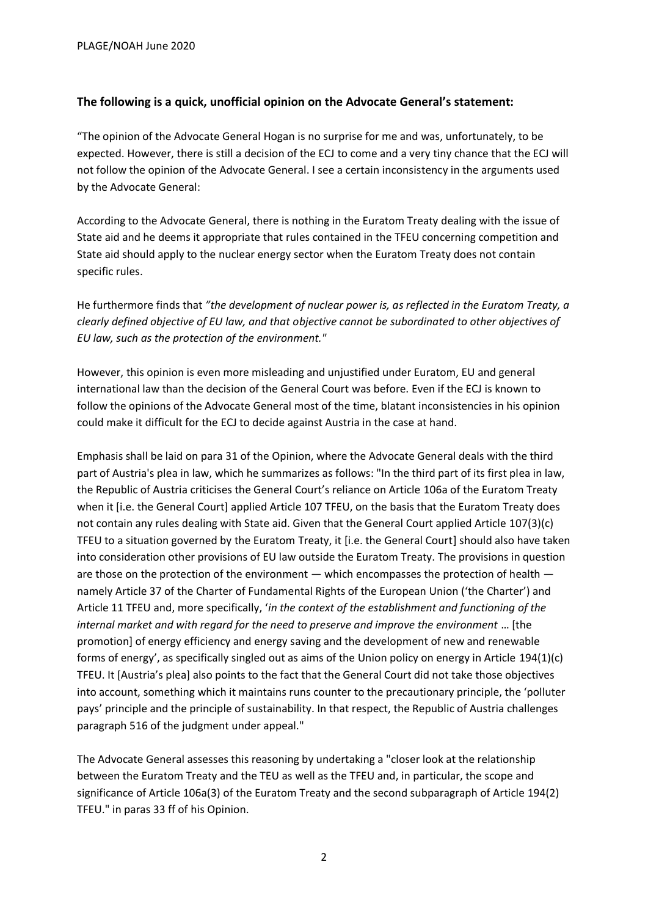**The following is a quick, unofficial opinion on the Advocate General's statement:**

"The opinion of the Advocate General Hogan is no surprise for me and was, unfortunately, to be expected. However, there is still a decision of the ECJ to come and a very tiny chance that the ECJ will not follow the opinion of the Advocate General. I see a certain inconsistency in the arguments used by the Advocate General:

According to the Advocate General, there is nothing in the Euratom Treaty dealing with the issue of State aid and he deems it appropriate that rules contained in the TFEU concerning competition and State aid should apply to the nuclear energy sector when the Euratom Treaty does not contain specific rules.

He furthermore finds that *"the development of nuclear power is, as reflected in the Euratom Treaty, a clearly defined objective of EU law, and that objective cannot be subordinated to other objectives of EU law, such as the protection of the environment."*

However, this opinion is even more misleading and unjustified under Euratom, EU and general international law than the decision of the General Court was before. Even if the ECJ is known to follow the opinions of the Advocate General most of the time, blatant inconsistencies in his opinion could make it difficult for the ECJ to decide against Austria in the case at hand.

Emphasis shall be laid on para 31 of the Opinion, where the Advocate General deals with the third part of Austria's plea in law, which he summarizes as follows: "In the third part of its first plea in law, the Republic of Austria criticises the General Court's reliance on Article 106a of the Euratom Treaty when it [i.e. the General Court] applied Article 107 TFEU, on the basis that the Euratom Treaty does not contain any rules dealing with State aid. Given that the General Court applied Article 107(3)(c) TFEU to a situation governed by the Euratom Treaty, it [i.e. the General Court] should also have taken into consideration other provisions of EU law outside the Euratom Treaty. The provisions in question are those on the protection of the environment — which encompasses the protection of health — namely Article 37 of the Charter of Fundamental Rights of the European Union ('the Charter') and Article 11 TFEU and, more specifically, '*in the context of the establishment and functioning of the internal market and with regard for the need to preserve and improve the environment* … [the promotion] of energy efficiency and energy saving and the development of new and renewable forms of energy', as specifically singled out as aims of the Union policy on energy in Article 194(1)(c) TFEU. It [Austria's plea] also points to the fact that the General Court did not take those objectives into account, something which it maintains runs counter to the precautionary principle, the 'polluter pays' principle and the principle of sustainability. In that respect, the Republic of Austria challenges paragraph 516 of the judgment under appeal."

The Advocate General assesses this reasoning by undertaking a "closer look at the relationship between the Euratom Treaty and the TEU as well as the TFEU and, in particular, the scope and significance of Article 106a(3) of the Euratom Treaty and the second subparagraph of Article 194(2) TFEU." in paras 33 ff of his Opinion.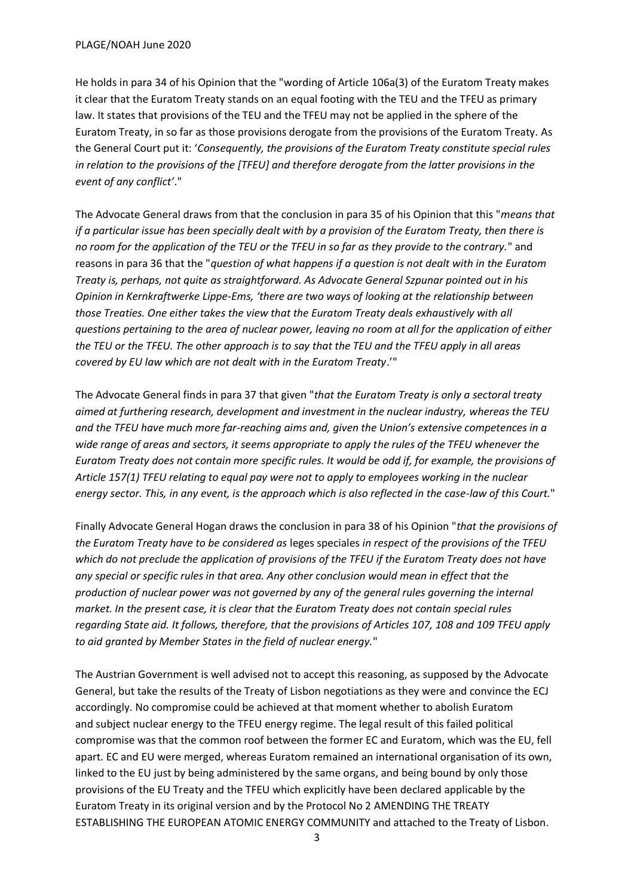He holds in para 34 of his Opinion that the "wording of Article 106a(3) of the Euratom Treaty makes it clear that the Euratom Treaty stands on an equal footing with the TEU and the TFEU as primary law. It states that provisions of the TEU and the TFEU may not be applied in the sphere of the Euratom Treaty, in so far as those provisions derogate from the provisions of the Euratom Treaty. As the General Court put it: '*Consequently, the provisions of the Euratom Treaty constitute special rules in relation to the provisions of the [TFEU] and therefore derogate from the latter provisions in the event of any conflict'*."

The Advocate General draws from that the conclusion in para 35 of his Opinion that this "*means that if a particular issue has been specially dealt with by a provision of the Euratom Treaty, then there is no room for the application of the TEU or the TFEU in so far as they provide to the contrary.*" and reasons in para 36 that the "*question of what happens if a question is not dealt with in the Euratom Treaty is, perhaps, not quite as straightforward. As Advocate General Szpunar pointed out in his Opinion in Kernkraftwerke Lippe-Ems, 'there are two ways of looking at the relationship between those Treaties. One either takes the view that the Euratom Treaty deals exhaustively with all questions pertaining to the area of nuclear power, leaving no room at all for the application of either the TEU or the TFEU. The other approach is to say that the TEU and the TFEU apply in all areas covered by EU law which are not dealt with in the Euratom Treaty*.'"

The Advocate General finds in para 37 that given "*that the Euratom Treaty is only a sectoral treaty aimed at furthering research, development and investment in the nuclear industry, whereas the TEU and the TFEU have much more far-reaching aims and, given the Union's extensive competences in a wide range of areas and sectors, it seems appropriate to apply the rules of the TFEU whenever the Euratom Treaty does not contain more specific rules. It would be odd if, for example, the provisions of Article 157(1) TFEU relating to equal pay were not to apply to employees working in the nuclear energy sector. This, in any event, is the approach which is also reflected in the case-law of this Court.*"

Finally Advocate General Hogan draws the conclusion in para 38 of his Opinion "*that the provisions of the Euratom Treaty have to be considered as* leges speciales *in respect of the provisions of the TFEU which do not preclude the application of provisions of the TFEU if the Euratom Treaty does not have any special or specific rules in that area. Any other conclusion would mean in effect that the production of nuclear power was not governed by any of the general rules governing the internal market. In the present case, it is clear that the Euratom Treaty does not contain special rules regarding State aid. It follows, therefore, that the provisions of Articles 107, 108 and 109 TFEU apply to aid granted by Member States in the field of nuclear energy.*"

The Austrian Government is well advised not to accept this reasoning, as supposed by the Advocate General, but take the results of the Treaty of Lisbon negotiations as they were and convince the ECJ accordingly. No compromise could be achieved at that moment whether to abolish Euratom and subject nuclear energy to the TFEU energy regime. The legal result of this failed political compromise was that the common roof between the former EC and Euratom, which was the EU, fell apart. EC and EU were merged, whereas Euratom remained an international organisation of its own, linked to the EU just by being administered by the same organs, and being bound by only those provisions of the EU Treaty and the TFEU which explicitly have been declared applicable by the Euratom Treaty in its original version and by the Protocol No 2 AMENDING THE TREATY ESTABLISHING THE EUROPEAN ATOMIC ENERGY COMMUNITY and attached to the Treaty of Lisbon.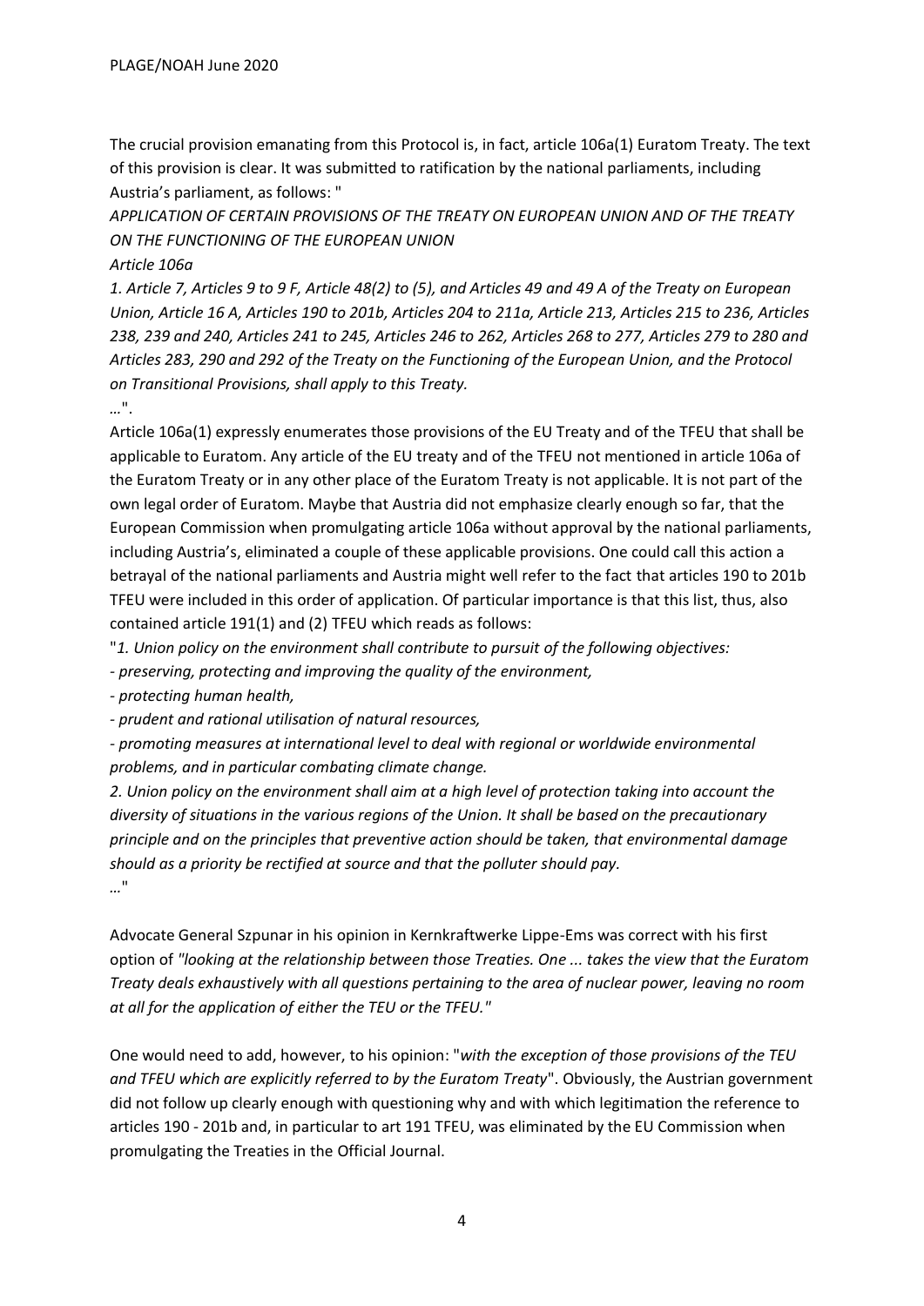The crucial provision emanating from this Protocol is, in fact, article 106a(1) Euratom Treaty. The text of this provision is clear. It was submitted to ratification by the national parliaments, including Austria's parliament, as follows: "

*APPLICATION OF CERTAIN PROVISIONS OF THE TREATY ON EUROPEAN UNION AND OF THE TREATY ON THE FUNCTIONING OF THE EUROPEAN UNION*

*Article 106a*

*1. Article 7, Articles 9 to 9 F, Article 48(2) to (5), and Articles 49 and 49 A of the Treaty on European Union, Article 16 A, Articles 190 to 201b, Articles 204 to 211a, Article 213, Articles 215 to 236, Articles 238, 239 and 240, Articles 241 to 245, Articles 246 to 262, Articles 268 to 277, Articles 279 to 280 and Articles 283, 290 and 292 of the Treaty on the Functioning of the European Union, and the Protocol on Transitional Provisions, shall apply to this Treaty.*

…".

Article 106a(1) expressly enumerates those provisions of the EU Treaty and of the TFEU that shall be applicable to Euratom. Any article of the EU treaty and of the TFEU not mentioned in article 106a of the Euratom Treaty or in any other place of the Euratom Treaty is not applicable. It is not part of the own legal order of Euratom. Maybe that Austria did not emphasize clearly enough so far, that the European Commission when promulgating article 106a without approval by the national parliaments, including Austria's, eliminated a couple of these applicable provisions. One could call this action a betrayal of the national parliaments and Austria might well refer to the fact that articles 190 to 201b TFEU were included in this order of application. Of particular importance is that this list, thus, also contained article 191(1) and (2) TFEU which reads as follows:

"*1. Union policy on the environment shall contribute to pursuit of the following objectives:*

*- preserving, protecting and improving the quality of the environment,*

*- protecting human health,*

*- prudent and rational utilisation of natural resources,*

*- promoting measures at international level to deal with regional or worldwide environmental problems, and in particular combating climate change.*

*2. Union policy on the environment shall aim at a high level of protection taking into account the diversity of situations in the various regions of the Union. It shall be based on the precautionary principle and on the principles that preventive action should be taken, that environmental damage should as a priority be rectified at source and that the polluter should pay.*

*…*"

Advocate General Szpunar in his opinion in Kernkraftwerke Lippe-Ems was correct with his first option of *"looking at the relationship between those Treaties. One ... takes the view that the Euratom Treaty deals exhaustively with all questions pertaining to the area of nuclear power, leaving no room at all for the application of either the TEU or the TFEU."*

One would need to add, however, to his opinion: "*with the exception of those provisions of the TEU and TFEU which are explicitly referred to by the Euratom Treaty*". Obviously, the Austrian government did not follow up clearly enough with questioning why and with which legitimation the reference to articles 190 - 201b and, in particular to art 191 TFEU, was eliminated by the EU Commission when promulgating the Treaties in the Official Journal.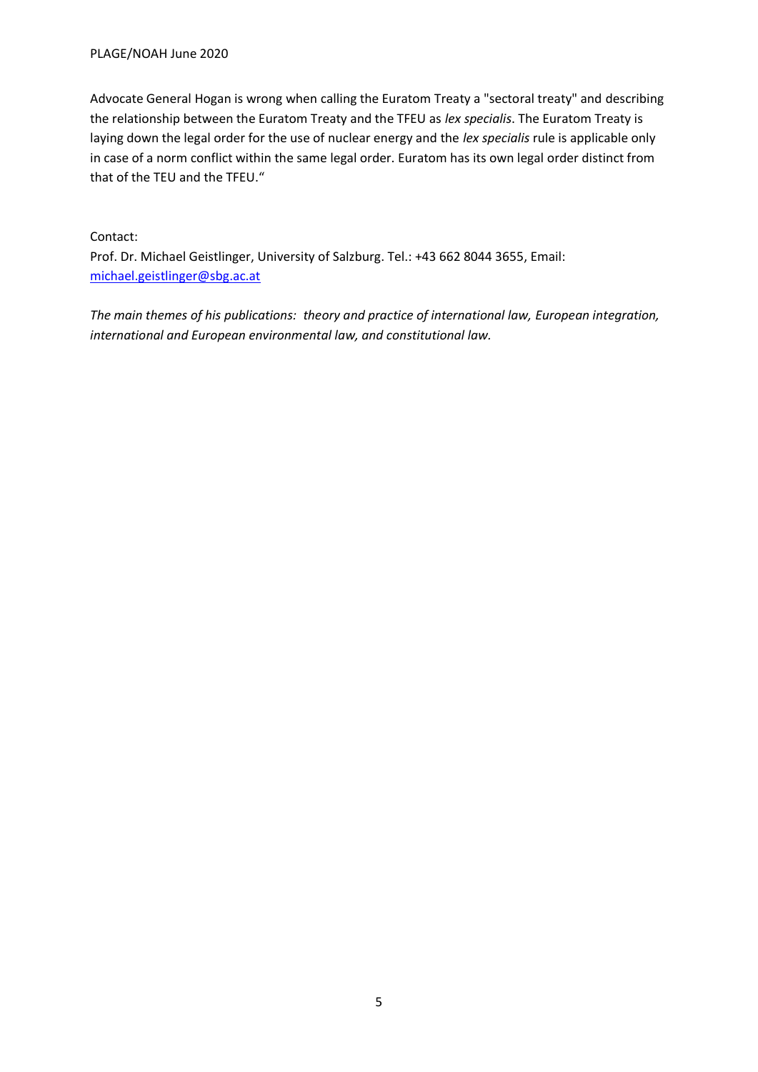Advocate General Hogan is wrong when calling the Euratom Treaty a "sectoral treaty" and describing the relationship between the Euratom Treaty and the TFEU as *lex specialis*. The Euratom Treaty is laying down the legal order for the use of nuclear energy and the *lex specialis* rule is applicable only in case of a norm conflict within the same legal order. Euratom has its own legal order distinct from that of the TEU and the TFEU."

Contact:
Prof. Dr. Michael Geistlinger, University of Salzburg. Tel.: +43 662 8044 3655, Email: michael.geistlinger@sbg.ac.at

*The main themes of his publications: theory and practice of international law, European integration, international and European environmental law, and constitutional law.*